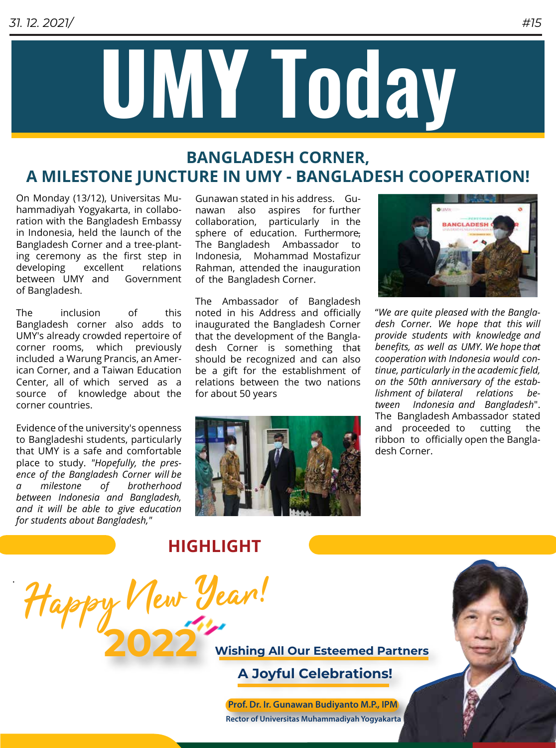# UMY Today

## BANGLADESH CORNER, A MILESTONE JUNCTURE IN UMY - BANGLADESH COOPERATION!

On Monday (13/12), Universitas Muhammadiyah Yogyakarta, in collaboration with the Bangladesh Embassy in Indonesia, held the launch of the Bangladesh Corner and a tree-planting ceremony as the first step in developing excellent relations between UMY and Government of Bangladesh.

The inclusion of this Bangladesh corner also adds to UMY's already crowded repertoire of corner rooms, which previously included a Warung Prancis, an American Corner, and a Taiwan Education Center, all of which served as a source of knowledge about the corner countries.

Evidence of the university's openness to Bangladeshi students, particularly that UMY is a safe and comfortable place to study. *"Hopefully, the presence of the Bangladesh Corner will be a milestone of brotherhood between Indonesia and Bangladesh, and it will be able to give education for students about Bangladesh,"* Gunawan stated in his address. Gunawan also aspires for further collaboration, particularly in the sphere of education. Furthermore, The Bangladesh Ambassador to Indonesia, Mohammad Mostafizur Rahman, attended the inauguration of the Bangladesh Corner.

The Ambassador of Bangladesh noted in his Address and officially inaugurated the Bangladesh Corner that the development of the Bangladesh Corner is something that should be recognized and can also be a gift for the establishment of relations between the two nations for about 50 years

"*We are quite pleased with the Bangladesh Corner. We hope that this will provide students with knowledge and benefits, as well as UMY. We hope that cooperation with Indonesia would continue, particularly in the academic field, on the 50th anniversary of the establishment of bilateral relations between Indonesia and Bangladesh*". The Bangladesh Ambassador stated and proceeded to cutting the ribbon to officially open the Bangladesh Corner.

## HIGHLIGHT

Happy New Year! 2022

**Wishing All Our Esteemed Partners**

**A Joyful Celebrations!**

**Prof. Dr. Ir. Gunawan Budiyanto M.P., IPM**
Rector of Universitas Muhammadiyah Yogyakarta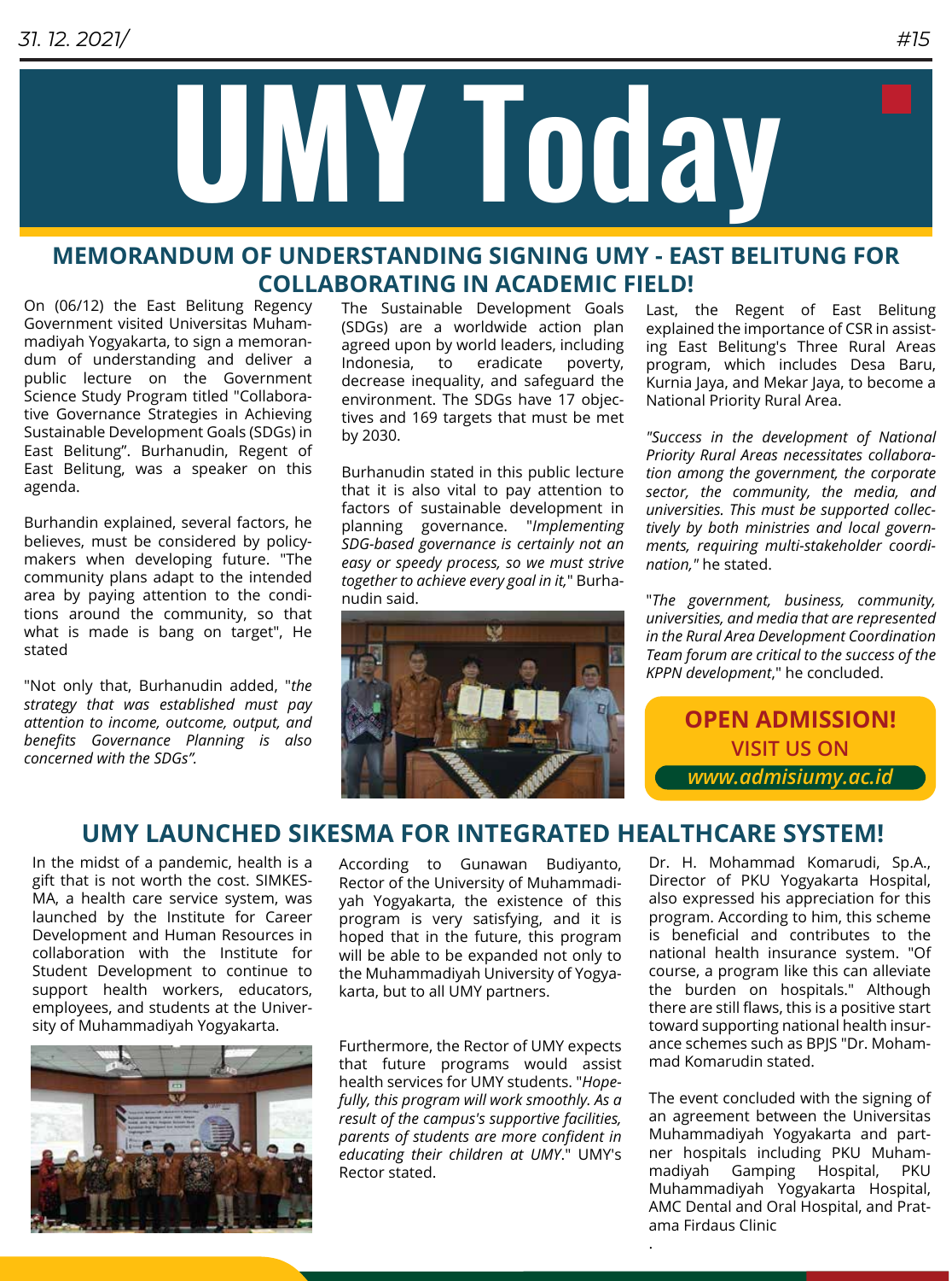# UMY Today

## MEMORANDUM OF UNDERSTANDING SIGNING UMY - EAST BELITUNG FOR COLLABORATING IN ACADEMIC FIELD!

On (06/12) the East Belitung Regency Government visited Universitas Muhammadiyah Yogyakarta, to sign a memorandum of understanding and deliver a public lecture on the Government Science Study Program titled "Collaborative Governance Strategies in Achieving Sustainable Development Goals (SDGs) in East Belitung". Burhanudin, Regent of East Belitung, was a speaker on this agenda.

Burhandin explained, several factors, he believes, must be considered by policymakers when developing future. "The community plans adapt to the intended area by paying attention to the conditions around the community, so that what is made is bang on target", He stated

"Not only that, Burhanudin added, "*the strategy that was established must pay attention to income, outcome, output, and benefits Governance Planning is also concerned with the SDGs".*

The Sustainable Development Goals (SDGs) are a worldwide action plan agreed upon by world leaders, including Indonesia, to eradicate poverty, decrease inequality, and safeguard the environment. The SDGs have 17 objectives and 169 targets that must be met by 2030.

Burhanudin stated in this public lecture that it is also vital to pay attention to factors of sustainable development in planning governance. "*Implementing SDG-based governance is certainly not an easy or speedy process, so we must strive together to achieve every goal in it,*" Burhanudin said.

Last, the Regent of East Belitung explained the importance of CSR in assisting East Belitung's Three Rural Areas program, which includes Desa Baru, Kurnia Jaya, and Mekar Jaya, to become a National Priority Rural Area.

*"Success in the development of National Priority Rural Areas necessitates collaboration among the government, the corporate sector, the community, the media, and universities. This must be supported collectively by both ministries and local governments, requiring multi-stakeholder coordination,"* he stated.

"*The government, business, community, universities, and media that are represented in the Rural Area Development Coordination Team forum are critical to the success of the KPPN development*," he concluded.

**OPEN ADMISSION!**
**VISIT US ON**
***www.admisiumy.ac.id***

## UMY LAUNCHED SIKESMA FOR INTEGRATED HEALTHCARE SYSTEM!

In the midst of a pandemic, health is a gift that is not worth the cost. SIMKESMA, a health care service system, was launched by the Institute for Career Development and Human Resources in collaboration with the Institute for Student Development to continue to support health workers, educators, employees, and students at the University of Muhammadiyah Yogyakarta.

According to Gunawan Budiyanto, Rector of the University of Muhammadiyah Yogyakarta, the existence of this program is very satisfying, and it is hoped that in the future, this program will be able to be expanded not only to the Muhammadiyah University of Yogyakarta, but to all UMY partners.

Furthermore, the Rector of UMY expects that future programs would assist health services for UMY students. "*Hopefully, this program will work smoothly. As a result of the campus's supportive facilities, parents of students are more confident in educating their children at UMY*." UMY's Rector stated.

Dr. H. Mohammad Komarudi, Sp.A., Director of PKU Yogyakarta Hospital, also expressed his appreciation for this program. According to him, this scheme is beneficial and contributes to the national health insurance system. "Of course, a program like this can alleviate the burden on hospitals." Although there are still flaws, this is a positive start toward supporting national health insurance schemes such as BPJS "Dr. Mohammad Komarudin stated.

The event concluded with the signing of an agreement between the Universitas Muhammadiyah Yogyakarta and partner hospitals including PKU Muhammadiyah Gamping Hospital, PKU Muhammadiyah Yogyakarta Hospital, AMC Dental and Oral Hospital, and Pratama Firdaus Clinic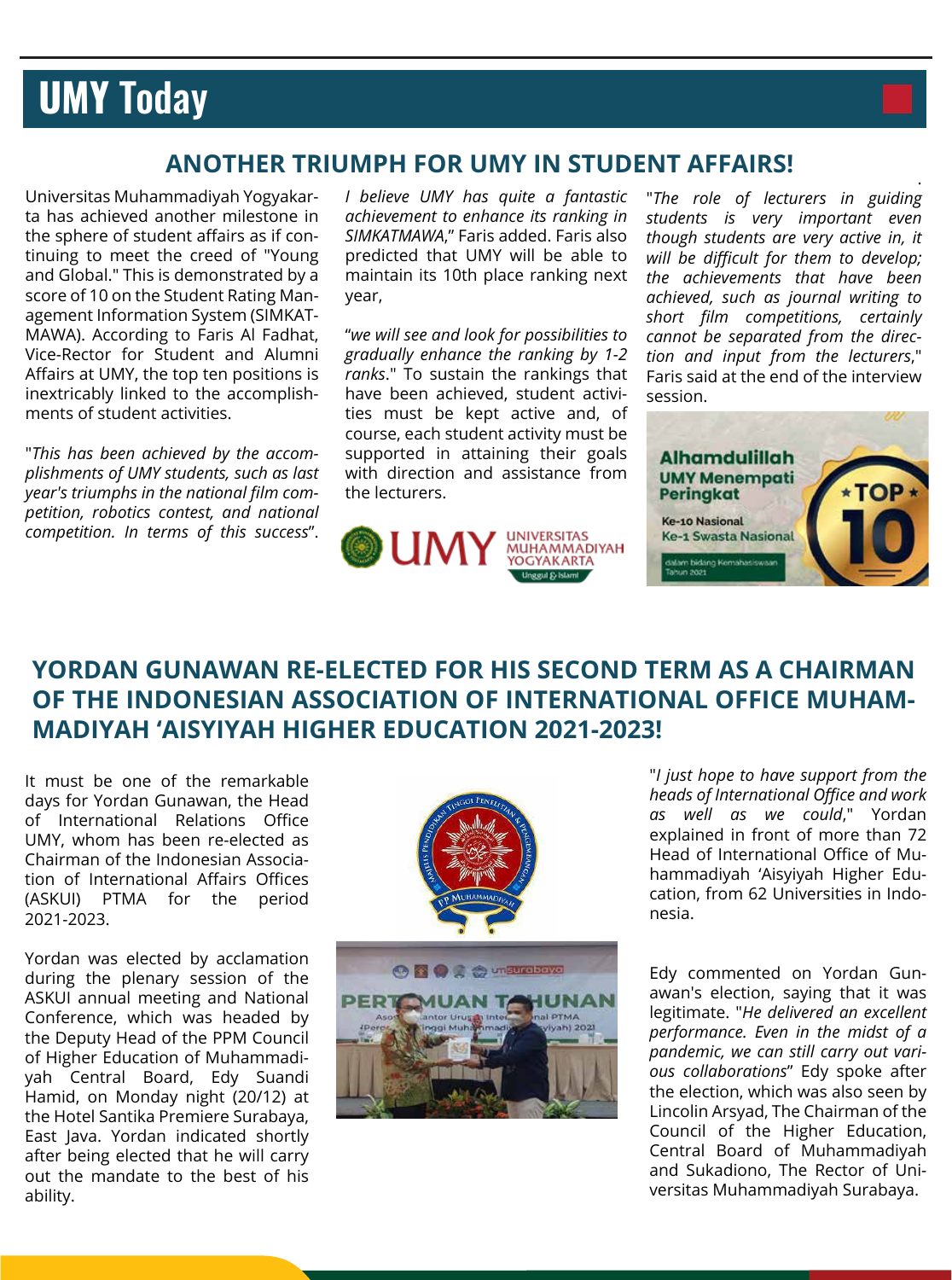# UMY Today

## ANOTHER TRIUMPH FOR UMY IN STUDENT AFFAIRS!

Universitas Muhammadiyah Yogyakarta has achieved another milestone in the sphere of student affairs as if continuing to meet the creed of "Young and Global." This is demonstrated by a score of 10 on the Student Rating Management Information System (SIMKATMAWA). According to Faris Al Fadhat, Vice-Rector for Student and Alumni Affairs at UMY, the top ten positions is inextricably linked to the accomplishments of student activities.

"*This has been achieved by the accomplishments of UMY students, such as last year's triumphs in the national film competition, robotics contest, and national competition. In terms of this success*". *I believe UMY has quite a fantastic achievement to enhance its ranking in SIMKATMAWA*," Faris added. Faris also predicted that UMY will be able to maintain its 10th place ranking next year,

"*we will see and look for possibilities to gradually enhance the ranking by 1-2 ranks*." To sustain the rankings that have been achieved, student activities must be kept active and, of course, each student activity must be supported in attaining their goals with direction and assistance from the lecturers.

"*The role of lecturers in guiding students is very important even though students are very active in, it will be difficult for them to develop; the achievements that have been achieved, such as journal writing to short film competitions, certainly cannot be separated from the direction and input from the lecturers*," Faris said at the end of the interview session.

## YORDAN GUNAWAN RE-ELECTED FOR HIS SECOND TERM AS A CHAIRMAN OF THE INDONESIAN ASSOCIATION OF INTERNATIONAL OFFICE MUHAMMADIYAH 'AISYIYAH HIGHER EDUCATION 2021-2023!

It must be one of the remarkable days for Yordan Gunawan, the Head of International Relations Office UMY, whom has been re-elected as Chairman of the Indonesian Association of International Affairs Offices (ASKUI) PTMA for the period 2021-2023.

Yordan was elected by acclamation during the plenary session of the ASKUI annual meeting and National Conference, which was headed by the Deputy Head of the PPM Council of Higher Education of Muhammadiyah Central Board, Edy Suandi Hamid, on Monday night (20/12) at the Hotel Santika Premiere Surabaya, East Java. Yordan indicated shortly after being elected that he will carry out the mandate to the best of his ability.

"*I just hope to have support from the heads of International Office and work as well as we could*," Yordan explained in front of more than 72 Head of International Office of Muhammadiyah 'Aisyiyah Higher Education, from 62 Universities in Indonesia.

Edy commented on Yordan Gunawan's election, saying that it was legitimate. "*He delivered an excellent performance. Even in the midst of a pandemic, we can still carry out various collaborations*" Edy spoke after the election, which was also seen by Lincolin Arsyad, The Chairman of the Council of the Higher Education, Central Board of Muhammadiyah and Sukadiono, The Rector of Universitas Muhammadiyah Surabaya.